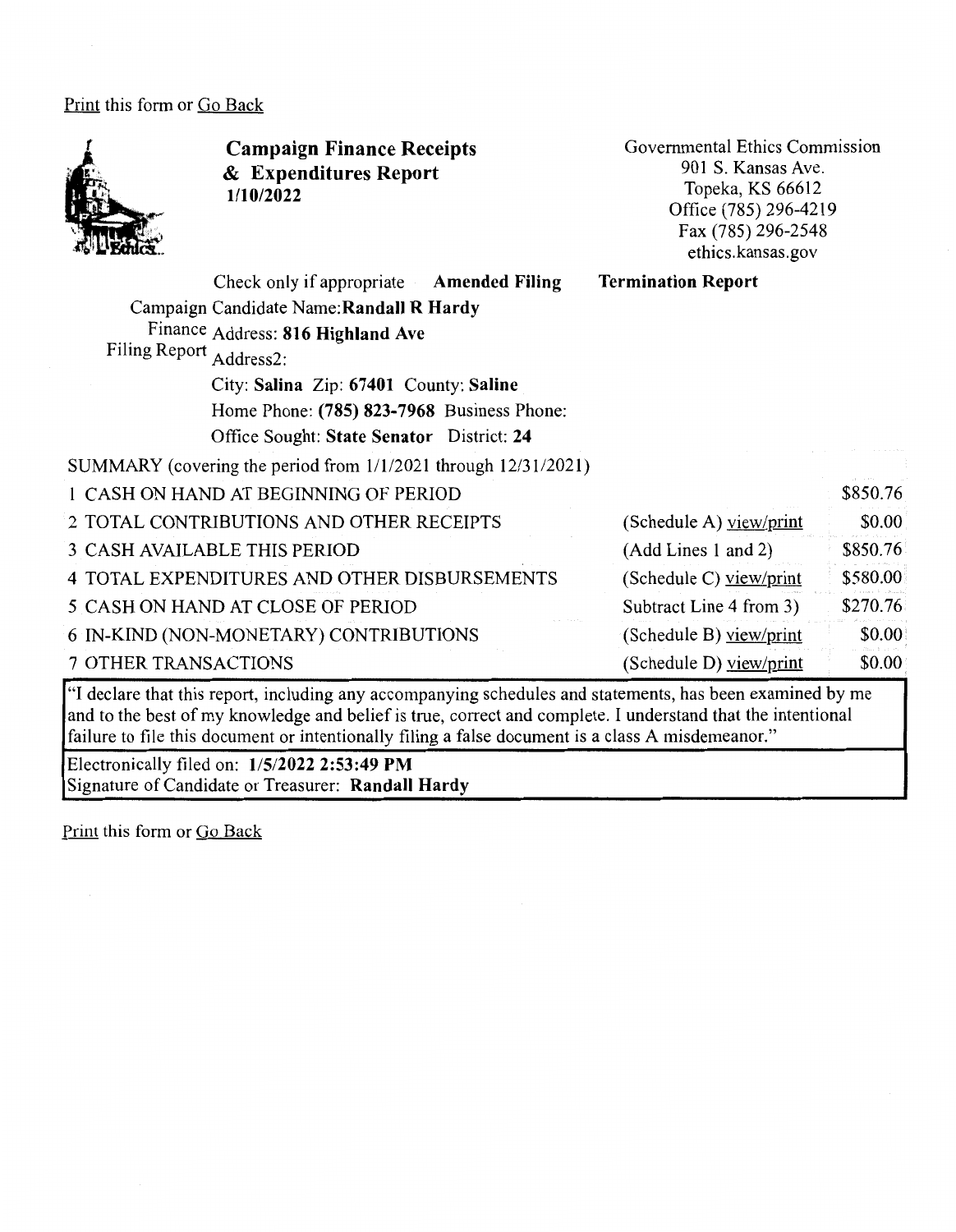Print this form or Go Back

# Campaign Finance Receipts & Expenditures Report

**1/10/2022**

Governmental Ethics Commission
901 S. Kansas Ave.
Topeka, KS 66612
Office (785) 296-4219
Fax (785) 296-2548
ethics.kansas.gov

Check only if appropriate **Amended Filing** **Termination Report**

Campaign Finance Filing Report

Candidate Name: **Randall R Hardy**
Address: **816 Highland Ave**
Address2:
City: **Salina** Zip: **67401** County: **Saline**
Home Phone: **(785) 823-7968** Business Phone:
Office Sought: **State Senator** District: **24**

SUMMARY (covering the period from 1/1/2021 through 12/31/2021)

| | | |
|---|---|---|
| 1 CASH ON HAND AT BEGINNING OF PERIOD | | $850.76 |
| 2 TOTAL CONTRIBUTIONS AND OTHER RECEIPTS | (Schedule A) view/print | $0.00 |
| 3 CASH AVAILABLE THIS PERIOD | (Add Lines 1 and 2) | $850.76 |
| 4 TOTAL EXPENDITURES AND OTHER DISBURSEMENTS | (Schedule C) view/print | $580.00 |
| 5 CASH ON HAND AT CLOSE OF PERIOD | Subtract Line 4 from 3) | $270.76 |
| 6 IN-KIND (NON-MONETARY) CONTRIBUTIONS | (Schedule B) view/print | $0.00 |
| 7 OTHER TRANSACTIONS | (Schedule D) view/print | $0.00 |

"I declare that this report, including any accompanying schedules and statements, has been examined by me and to the best of my knowledge and belief is true, correct and complete. I understand that the intentional failure to file this document or intentionally filing a false document is a class A misdemeanor."

Electronically filed on: **1/5/2022 2:53:49 PM**
Signature of Candidate or Treasurer: **Randall Hardy**

Print this form or Go Back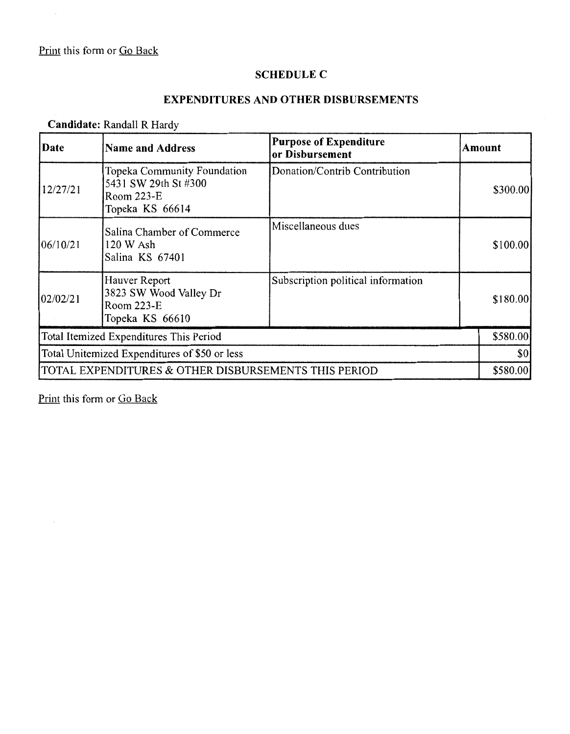Print this form or Go Back

## SCHEDULE C

## EXPENDITURES AND OTHER DISBURSEMENTS

**Candidate:** Randall R Hardy

| Date | Name and Address | Purpose of Expenditure or Disbursement | Amount |
|---|---|---|---|
| 12/27/21 | Topeka Community Foundation<br>5431 SW 29th St #300<br>Room 223-E<br>Topeka KS 66614 | Donation/Contrib Contribution | $300.00 |
| 06/10/21 | Salina Chamber of Commerce<br>120 W Ash<br>Salina KS 67401 | Miscellaneous dues | $100.00 |
| 02/02/21 | Hauver Report<br>3823 SW Wood Valley Dr<br>Room 223-E<br>Topeka KS 66610 | Subscription political information | $180.00 |
| Total Itemized Expenditures This Period | | | $580.00 |
| Total Unitemized Expenditures of $50 or less | | | $0 |
| TOTAL EXPENDITURES & OTHER DISBURSEMENTS THIS PERIOD | | | $580.00 |

Print this form or Go Back